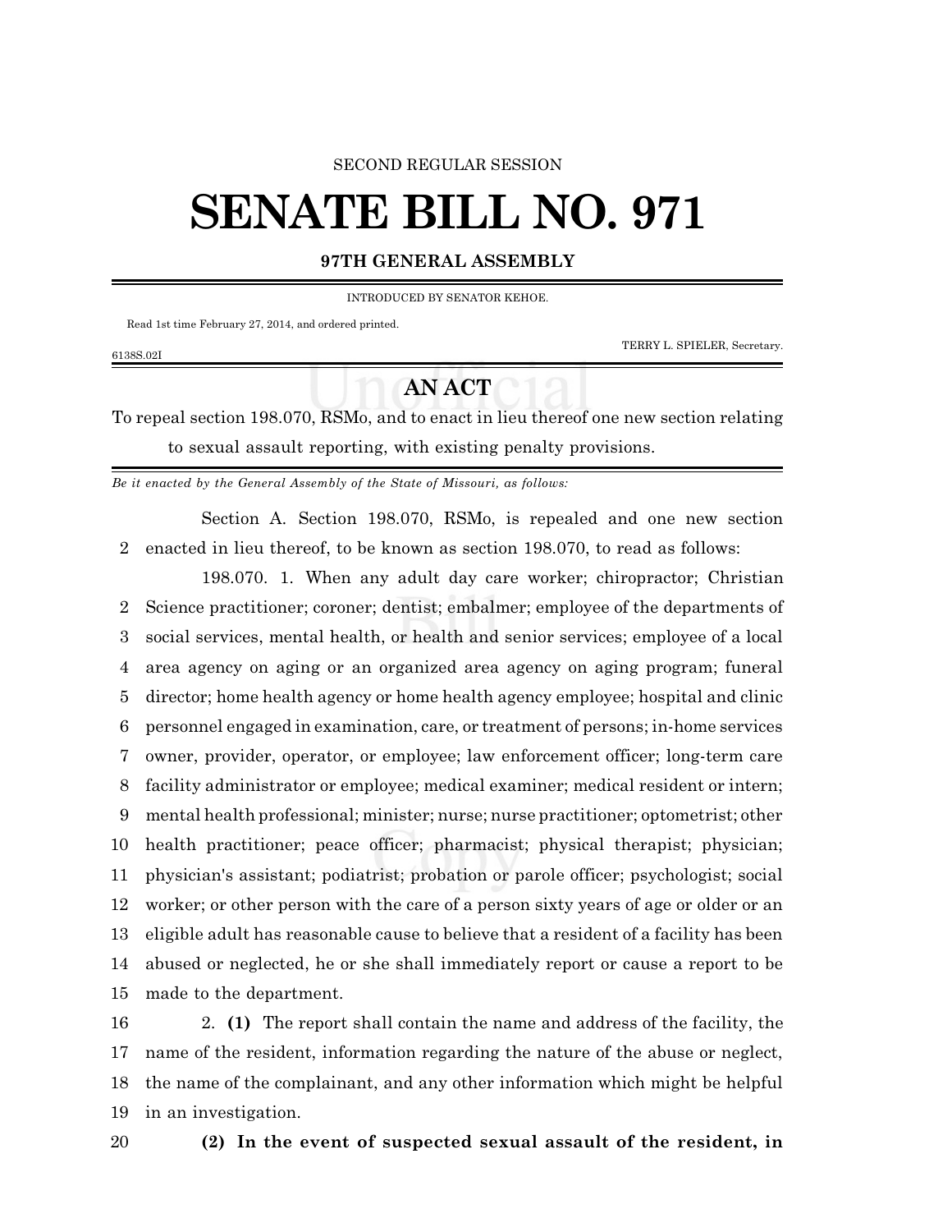SECOND REGULAR SESSION

# SENATE BILL NO. 971

**97TH GENERAL ASSEMBLY**

INTRODUCED BY SENATOR KEHOE.

Read 1st time February 27, 2014, and ordered printed.

TERRY L. SPIELER, Secretary.

6138S.02I

## AN ACT

To repeal section 198.070, RSMo, and to enact in lieu thereof one new section relating to sexual assault reporting, with existing penalty provisions.

*Be it enacted by the General Assembly of the State of Missouri, as follows:*

Section A. Section 198.070, RSMo, is repealed and one new section
2 enacted in lieu thereof, to be known as section 198.070, to read as follows:

198.070. 1. When any adult day care worker; chiropractor; Christian
2 Science practitioner; coroner; dentist; embalmer; employee of the departments of
3 social services, mental health, or health and senior services; employee of a local
4 area agency on aging or an organized area agency on aging program; funeral
5 director; home health agency or home health agency employee; hospital and clinic
6 personnel engaged in examination, care, or treatment of persons; in-home services
7 owner, provider, operator, or employee; law enforcement officer; long-term care
8 facility administrator or employee; medical examiner; medical resident or intern;
9 mental health professional; minister; nurse; nurse practitioner; optometrist; other
10 health practitioner; peace officer; pharmacist; physical therapist; physician;
11 physician's assistant; podiatrist; probation or parole officer; psychologist; social
12 worker; or other person with the care of a person sixty years of age or older or an
13 eligible adult has reasonable cause to believe that a resident of a facility has been
14 abused or neglected, he or she shall immediately report or cause a report to be
15 made to the department.

16 2. **(1)** The report shall contain the name and address of the facility, the
17 name of the resident, information regarding the nature of the abuse or neglect,
18 the name of the complainant, and any other information which might be helpful
19 in an investigation.

20 **(2) In the event of suspected sexual assault of the resident, in**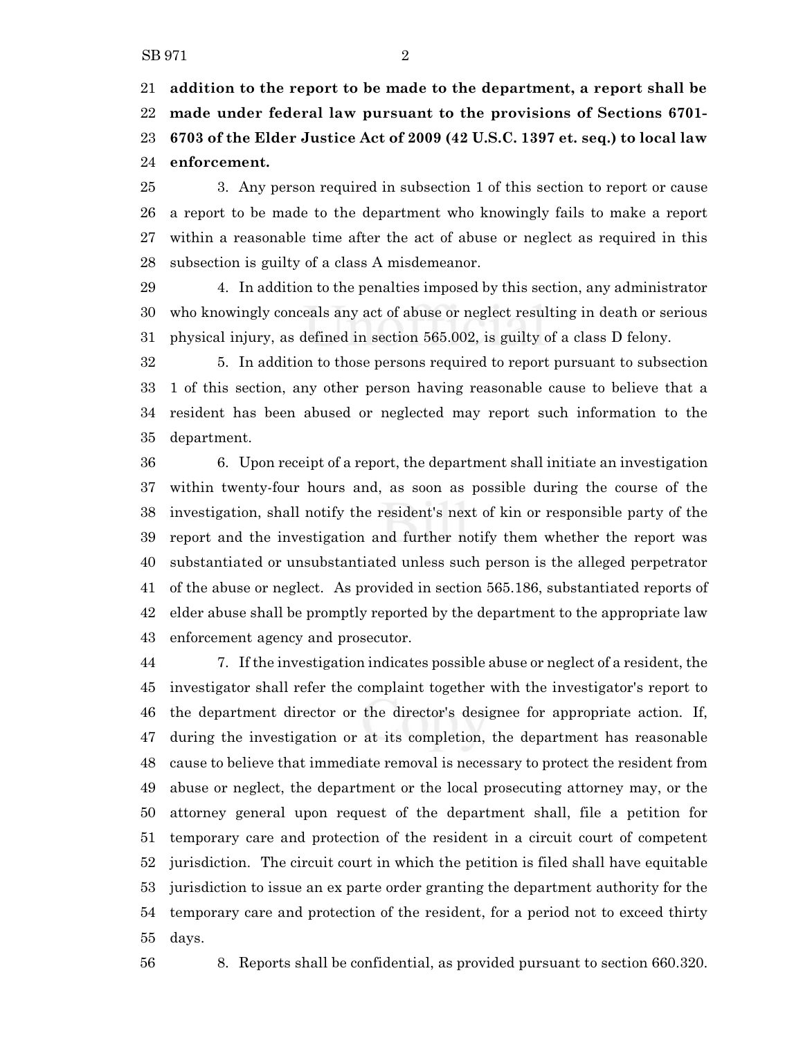**addition to the report to be made to the department, a report shall be made under federal law pursuant to the provisions of Sections 6701-6703 of the Elder Justice Act of 2009 (42 U.S.C. 1397 et. seq.) to local law enforcement.**

3. Any person required in subsection 1 of this section to report or cause a report to be made to the department who knowingly fails to make a report within a reasonable time after the act of abuse or neglect as required in this subsection is guilty of a class A misdemeanor.

4. In addition to the penalties imposed by this section, any administrator who knowingly conceals any act of abuse or neglect resulting in death or serious physical injury, as defined in section 565.002, is guilty of a class D felony.

5. In addition to those persons required to report pursuant to subsection 1 of this section, any other person having reasonable cause to believe that a resident has been abused or neglected may report such information to the department.

6. Upon receipt of a report, the department shall initiate an investigation within twenty-four hours and, as soon as possible during the course of the investigation, shall notify the resident's next of kin or responsible party of the report and the investigation and further notify them whether the report was substantiated or unsubstantiated unless such person is the alleged perpetrator of the abuse or neglect. As provided in section 565.186, substantiated reports of elder abuse shall be promptly reported by the department to the appropriate law enforcement agency and prosecutor.

7. If the investigation indicates possible abuse or neglect of a resident, the investigator shall refer the complaint together with the investigator's report to the department director or the director's designee for appropriate action. If, during the investigation or at its completion, the department has reasonable cause to believe that immediate removal is necessary to protect the resident from abuse or neglect, the department or the local prosecuting attorney may, or the attorney general upon request of the department shall, file a petition for temporary care and protection of the resident in a circuit court of competent jurisdiction. The circuit court in which the petition is filed shall have equitable jurisdiction to issue an ex parte order granting the department authority for the temporary care and protection of the resident, for a period not to exceed thirty days.

8. Reports shall be confidential, as provided pursuant to section 660.320.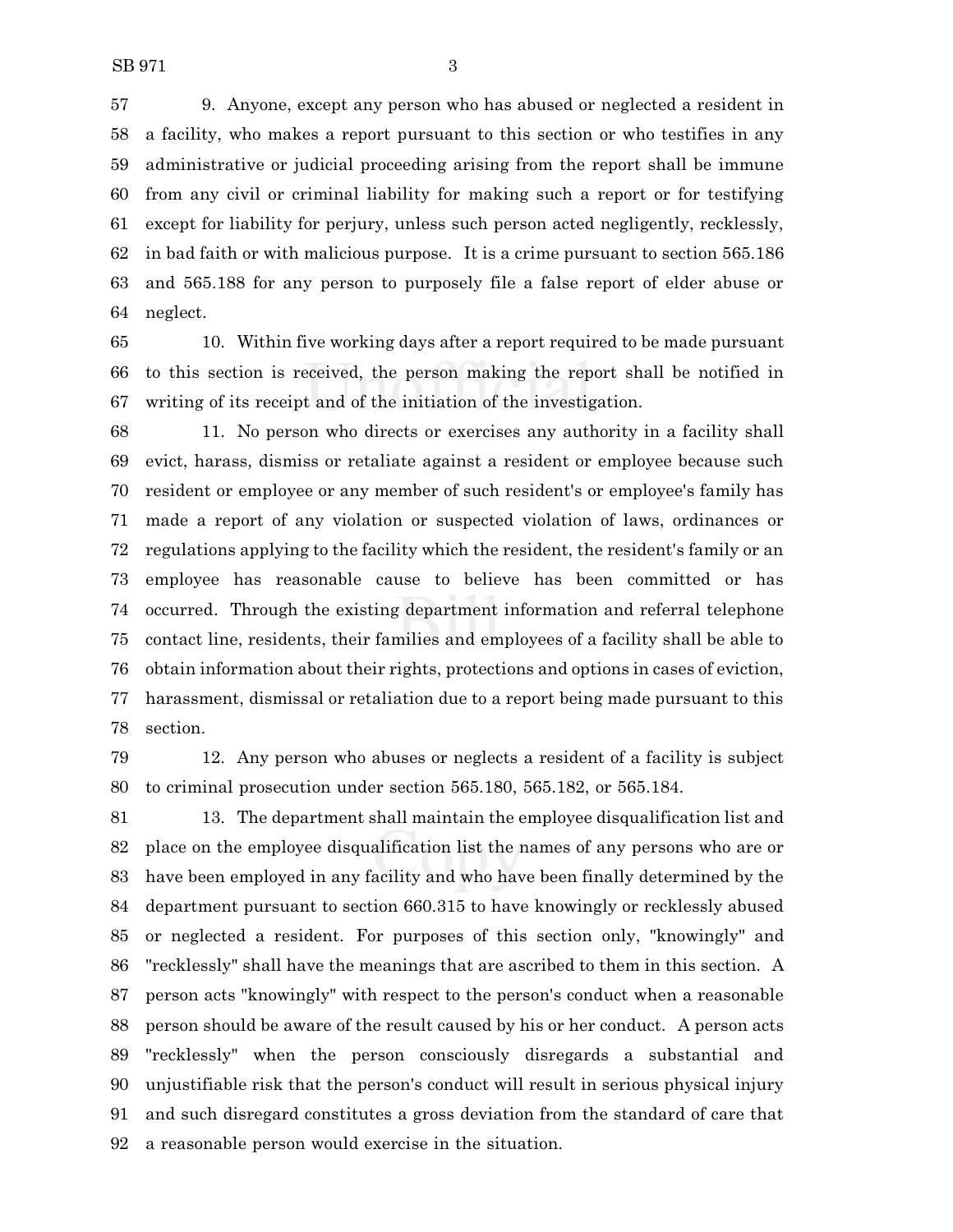9. Anyone, except any person who has abused or neglected a resident in a facility, who makes a report pursuant to this section or who testifies in any administrative or judicial proceeding arising from the report shall be immune from any civil or criminal liability for making such a report or for testifying except for liability for perjury, unless such person acted negligently, recklessly, in bad faith or with malicious purpose. It is a crime pursuant to section 565.186 and 565.188 for any person to purposely file a false report of elder abuse or neglect.

10. Within five working days after a report required to be made pursuant to this section is received, the person making the report shall be notified in writing of its receipt and of the initiation of the investigation.

11. No person who directs or exercises any authority in a facility shall evict, harass, dismiss or retaliate against a resident or employee because such resident or employee or any member of such resident's or employee's family has made a report of any violation or suspected violation of laws, ordinances or regulations applying to the facility which the resident, the resident's family or an employee has reasonable cause to believe has been committed or has occurred. Through the existing department information and referral telephone contact line, residents, their families and employees of a facility shall be able to obtain information about their rights, protections and options in cases of eviction, harassment, dismissal or retaliation due to a report being made pursuant to this section.

12. Any person who abuses or neglects a resident of a facility is subject to criminal prosecution under section 565.180, 565.182, or 565.184.

13. The department shall maintain the employee disqualification list and place on the employee disqualification list the names of any persons who are or have been employed in any facility and who have been finally determined by the department pursuant to section 660.315 to have knowingly or recklessly abused or neglected a resident. For purposes of this section only, "knowingly" and "recklessly" shall have the meanings that are ascribed to them in this section. A person acts "knowingly" with respect to the person's conduct when a reasonable person should be aware of the result caused by his or her conduct. A person acts "recklessly" when the person consciously disregards a substantial and unjustifiable risk that the person's conduct will result in serious physical injury and such disregard constitutes a gross deviation from the standard of care that a reasonable person would exercise in the situation.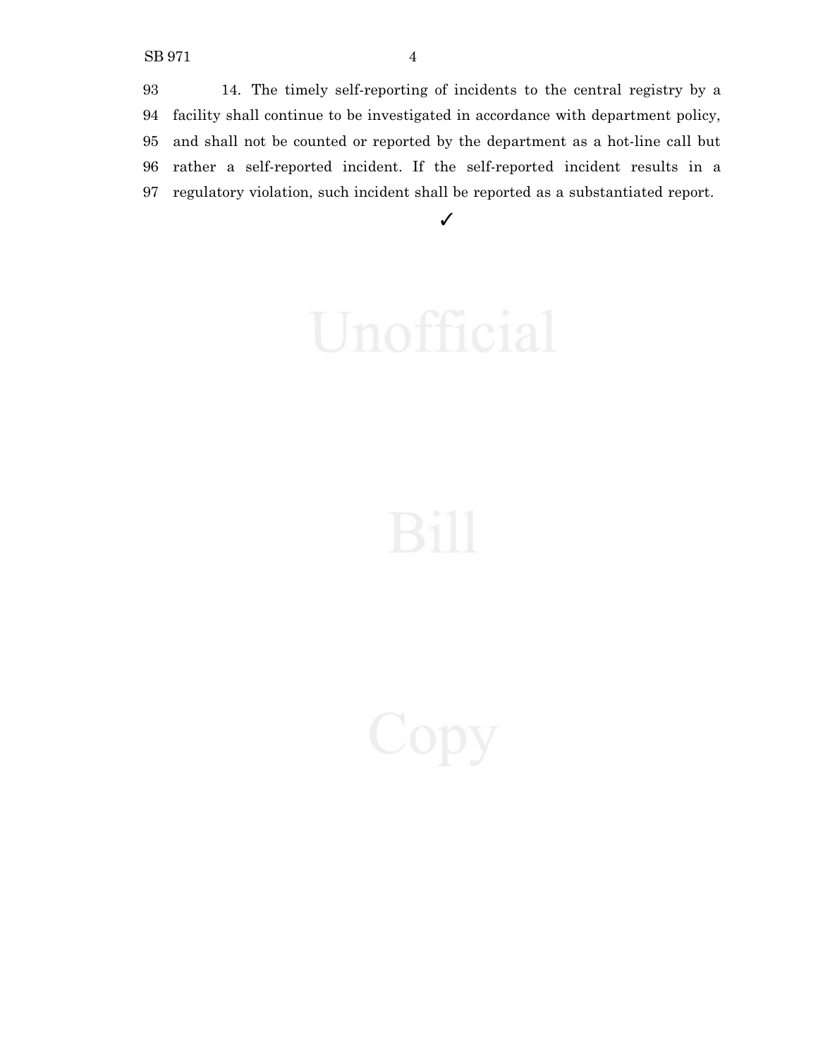14. The timely self-reporting of incidents to the central registry by a facility shall continue to be investigated in accordance with department policy, and shall not be counted or reported by the department as a hot-line call but rather a self-reported incident. If the self-reported incident results in a regulatory violation, such incident shall be reported as a substantiated report.

✓